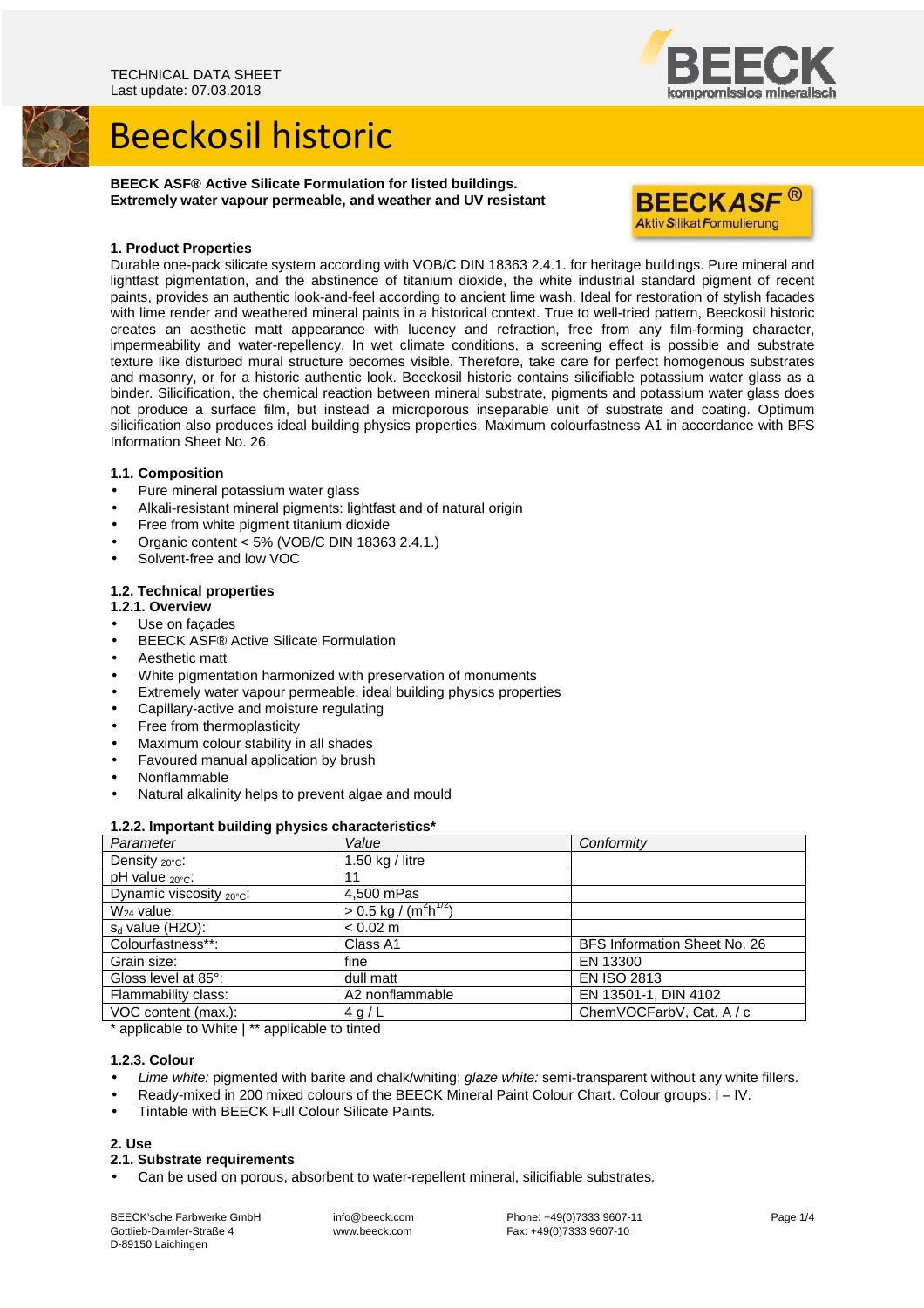TECHNICAL DATA SHEET
Last update: 07.03.2018

# Beeckosil historic

**BEECK ASF® Active Silicate Formulation for listed buildings.**
**Extremely water vapour permeable, and weather and UV resistant**

### 1. Product Properties

Durable one-pack silicate system according with VOB/C DIN 18363 2.4.1. for heritage buildings. Pure mineral and lightfast pigmentation, and the abstinence of titanium dioxide, the white industrial standard pigment of recent paints, provides an authentic look-and-feel according to ancient lime wash. Ideal for restoration of stylish facades with lime render and weathered mineral paints in a historical context. True to well-tried pattern, Beeckosil historic creates an aesthetic matt appearance with lucency and refraction, free from any film-forming character, impermeability and water-repellency. In wet climate conditions, a screening effect is possible and substrate texture like disturbed mural structure becomes visible. Therefore, take care for perfect homogenous substrates and masonry, or for a historic authentic look. Beeckosil historic contains silicifiable potassium water glass as a binder. Silicification, the chemical reaction between mineral substrate, pigments and potassium water glass does not produce a surface film, but instead a microporous inseparable unit of substrate and coating. Optimum silicification also produces ideal building physics properties. Maximum colourfastness A1 in accordance with BFS Information Sheet No. 26.

#### 1.1. Composition

- Pure mineral potassium water glass
- Alkali-resistant mineral pigments: lightfast and of natural origin
- Free from white pigment titanium dioxide
- Organic content < 5% (VOB/C DIN 18363 2.4.1.)
- Solvent-free and low VOC

#### 1.2. Technical properties

##### 1.2.1. Overview

- Use on façades
- BEECK ASF® Active Silicate Formulation
- Aesthetic matt
- White pigmentation harmonized with preservation of monuments
- Extremely water vapour permeable, ideal building physics properties
- Capillary-active and moisture regulating
- Free from thermoplasticity
- Maximum colour stability in all shades
- Favoured manual application by brush
- Nonflammable
- Natural alkalinity helps to prevent algae and mould

##### 1.2.2. Important building physics characteristics*

| *Parameter* | *Value* | *Conformity* |
|---|---|---|
| Density $_{20°C}$: | 1.50 kg / litre | |
| pH value $_{20°C}$: | 11 | |
| Dynamic viscosity $_{20°C}$: | 4,500 mPas | |
| $W_{24}$ value: | > 0.5 kg / ($m^2h^{1/2}$) | |
| $s_d$ value (H2O): | < 0.02 m | |
| Colourfastness**: | Class A1 | BFS Information Sheet No. 26 |
| Grain size: | fine | EN 13300 |
| Gloss level at 85°: | dull matt | EN ISO 2813 |
| Flammability class: | A2 nonflammable | EN 13501-1, DIN 4102 |
| VOC content (max.): | 4 g / L | ChemVOCFarbV, Cat. A / c |

* applicable to White | ** applicable to tinted

##### 1.2.3. Colour

- *Lime white:* pigmented with barite and chalk/whiting; *glaze white:* semi-transparent without any white fillers.
- Ready-mixed in 200 mixed colours of the BEECK Mineral Paint Colour Chart. Colour groups: I – IV.
- Tintable with BEECK Full Colour Silicate Paints.

### 2. Use

#### 2.1. Substrate requirements

- Can be used on porous, absorbent to water-repellent mineral, silicifiable substrates.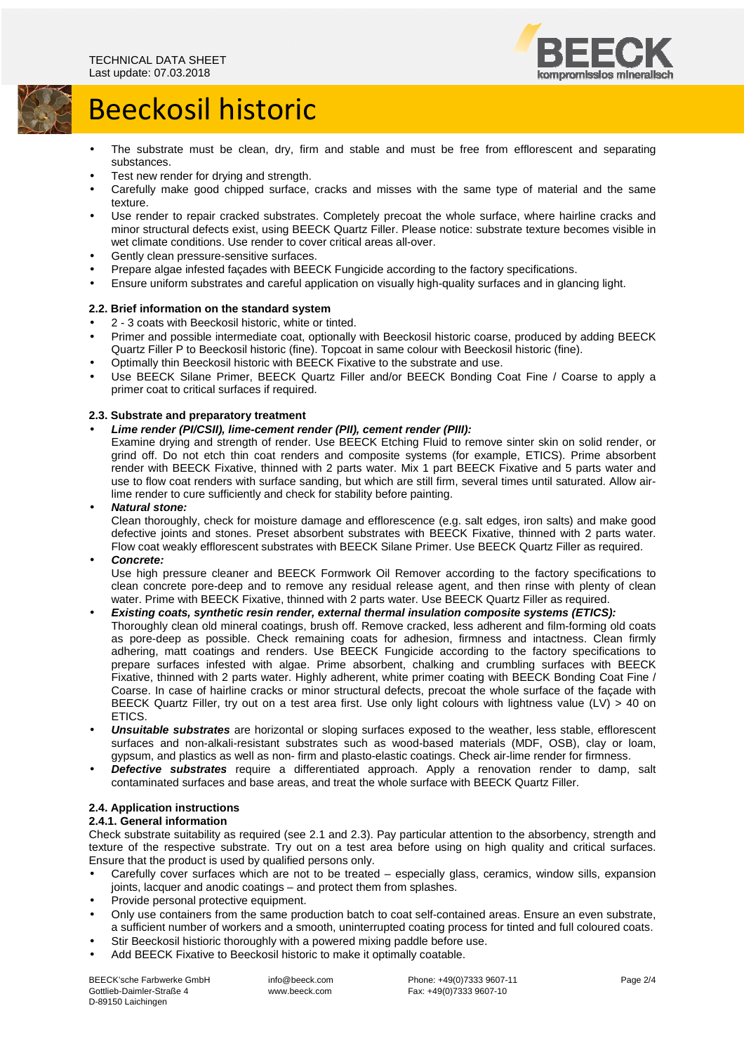- The substrate must be clean, dry, firm and stable and must be free from efflorescent and separating substances.
- Test new render for drying and strength.
- Carefully make good chipped surface, cracks and misses with the same type of material and the same texture.
- Use render to repair cracked substrates. Completely precoat the whole surface, where hairline cracks and minor structural defects exist, using BEECK Quartz Filler. Please notice: substrate texture becomes visible in wet climate conditions. Use render to cover critical areas all-over.
- Gently clean pressure-sensitive surfaces.
- Prepare algae infested façades with BEECK Fungicide according to the factory specifications.
- Ensure uniform substrates and careful application on visually high-quality surfaces and in glancing light.

### 2.2. Brief information on the standard system

- 2 - 3 coats with Beeckosil historic, white or tinted.
- Primer and possible intermediate coat, optionally with Beeckosil historic coarse, produced by adding BEECK Quartz Filler P to Beeckosil historic (fine). Topcoat in same colour with Beeckosil historic (fine).
- Optimally thin Beeckosil historic with BEECK Fixative to the substrate and use.
- Use BEECK Silane Primer, BEECK Quartz Filler and/or BEECK Bonding Coat Fine / Coarse to apply a primer coat to critical surfaces if required.

### 2.3. Substrate and preparatory treatment

- ***Lime render (PI/CSII), lime-cement render (PII), cement render (PIII):***
  Examine drying and strength of render. Use BEECK Etching Fluid to remove sinter skin on solid render, or grind off. Do not etch thin coat renders and composite systems (for example, ETICS). Prime absorbent render with BEECK Fixative, thinned with 2 parts water. Mix 1 part BEECK Fixative and 5 parts water and use to flow coat renders with surface sanding, but which are still firm, several times until saturated. Allow air-lime render to cure sufficiently and check for stability before painting.
- ***Natural stone:***
  Clean thoroughly, check for moisture damage and efflorescence (e.g. salt edges, iron salts) and make good defective joints and stones. Preset absorbent substrates with BEECK Fixative, thinned with 2 parts water. Flow coat weakly efflorescent substrates with BEECK Silane Primer. Use BEECK Quartz Filler as required.
- ***Concrete:***
  Use high pressure cleaner and BEECK Formwork Oil Remover according to the factory specifications to clean concrete pore-deep and to remove any residual release agent, and then rinse with plenty of clean water. Prime with BEECK Fixative, thinned with 2 parts water. Use BEECK Quartz Filler as required.
- ***Existing coats, synthetic resin render, external thermal insulation composite systems (ETICS):***
  Thoroughly clean old mineral coatings, brush off. Remove cracked, less adherent and film-forming old coats as pore-deep as possible. Check remaining coats for adhesion, firmness and intactness. Clean firmly adhering, matt coatings and renders. Use BEECK Fungicide according to the factory specifications to prepare surfaces infested with algae. Prime absorbent, chalking and crumbling surfaces with BEECK Fixative, thinned with 2 parts water. Highly adherent, white primer coating with BEECK Bonding Coat Fine / Coarse. In case of hairline cracks or minor structural defects, precoat the whole surface of the façade with BEECK Quartz Filler, try out on a test area first. Use only light colours with lightness value (LV) > 40 on ETICS.
- ***Unsuitable substrates*** are horizontal or sloping surfaces exposed to the weather, less stable, efflorescent surfaces and non-alkali-resistant substrates such as wood-based materials (MDF, OSB), clay or loam, gypsum, and plastics as well as non- firm and plasto-elastic coatings. Check air-lime render for firmness.
- ***Defective substrates*** require a differentiated approach. Apply a renovation render to damp, salt contaminated surfaces and base areas, and treat the whole surface with BEECK Quartz Filler.

### 2.4. Application instructions

#### 2.4.1. General information

Check substrate suitability as required (see 2.1 and 2.3). Pay particular attention to the absorbency, strength and texture of the respective substrate. Try out on a test area before using on high quality and critical surfaces. Ensure that the product is used by qualified persons only.

- Carefully cover surfaces which are not to be treated – especially glass, ceramics, window sills, expansion joints, lacquer and anodic coatings – and protect them from splashes.
- Provide personal protective equipment.
- Only use containers from the same production batch to coat self-contained areas. Ensure an even substrate, a sufficient number of workers and a smooth, uninterrupted coating process for tinted and full coloured coats.
- Stir Beeckosil histioric thoroughly with a powered mixing paddle before use.
- Add BEECK Fixative to Beeckosil historic to make it optimally coatable.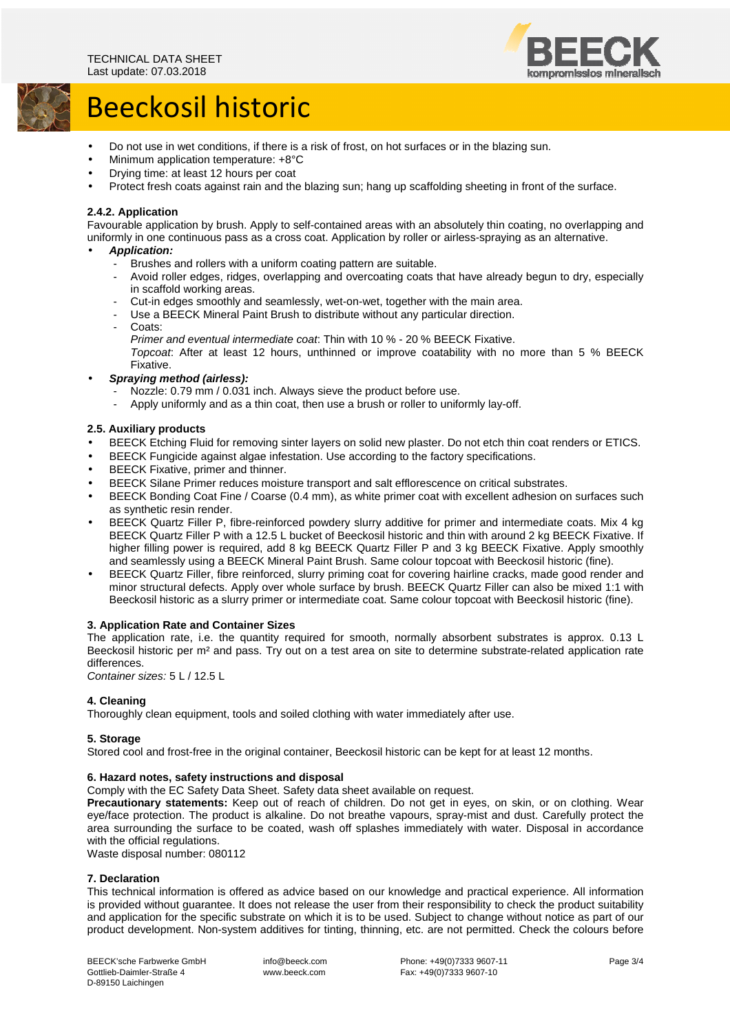- Do not use in wet conditions, if there is a risk of frost, on hot surfaces or in the blazing sun.
- Minimum application temperature: +8°C
- Drying time: at least 12 hours per coat
- Protect fresh coats against rain and the blazing sun; hang up scaffolding sheeting in front of the surface.

#### 2.4.2. Application

Favourable application by brush. Apply to self-contained areas with an absolutely thin coating, no overlapping and uniformly in one continuous pass as a cross coat. Application by roller or airless-spraying as an alternative.

- ***Application:***
  - Brushes and rollers with a uniform coating pattern are suitable.
  - Avoid roller edges, ridges, overlapping and overcoating coats that have already begun to dry, especially in scaffold working areas.
  - Cut-in edges smoothly and seamlessly, wet-on-wet, together with the main area.
  - Use a BEECK Mineral Paint Brush to distribute without any particular direction.
  - Coats:
    *Primer and eventual intermediate coat*: Thin with 10 % - 20 % BEECK Fixative.
    *Topcoat*: After at least 12 hours, unthinned or improve coatability with no more than 5 % BEECK Fixative.
- ***Spraying method (airless):***
  - Nozzle: 0.79 mm / 0.031 inch. Always sieve the product before use.
  - Apply uniformly and as a thin coat, then use a brush or roller to uniformly lay-off.

### 2.5. Auxiliary products

- BEECK Etching Fluid for removing sinter layers on solid new plaster. Do not etch thin coat renders or ETICS.
- BEECK Fungicide against algae infestation. Use according to the factory specifications.
- BEECK Fixative, primer and thinner.
- BEECK Silane Primer reduces moisture transport and salt efflorescence on critical substrates.
- BEECK Bonding Coat Fine / Coarse (0.4 mm), as white primer coat with excellent adhesion on surfaces such as synthetic resin render.
- BEECK Quartz Filler P, fibre-reinforced powdery slurry additive for primer and intermediate coats. Mix 4 kg BEECK Quartz Filler P with a 12.5 L bucket of Beeckosil historic and thin with around 2 kg BEECK Fixative. If higher filling power is required, add 8 kg BEECK Quartz Filler P and 3 kg BEECK Fixative. Apply smoothly and seamlessly using a BEECK Mineral Paint Brush. Same colour topcoat with Beeckosil historic (fine).
- BEECK Quartz Filler, fibre reinforced, slurry priming coat for covering hairline cracks, made good render and minor structural defects. Apply over whole surface by brush. BEECK Quartz Filler can also be mixed 1:1 with Beeckosil historic as a slurry primer or intermediate coat. Same colour topcoat with Beeckosil historic (fine).

## 3. Application Rate and Container Sizes

The application rate, i.e. the quantity required for smooth, normally absorbent substrates is approx. 0.13 L Beeckosil historic per m² and pass. Try out on a test area on site to determine substrate-related application rate differences.

*Container sizes:* 5 L / 12.5 L

## 4. Cleaning

Thoroughly clean equipment, tools and soiled clothing with water immediately after use.

## 5. Storage

Stored cool and frost-free in the original container, Beeckosil historic can be kept for at least 12 months.

## 6. Hazard notes, safety instructions and disposal

Comply with the EC Safety Data Sheet. Safety data sheet available on request.

**Precautionary statements:** Keep out of reach of children. Do not get in eyes, on skin, or on clothing. Wear eye/face protection. The product is alkaline. Do not breathe vapours, spray-mist and dust. Carefully protect the area surrounding the surface to be coated, wash off splashes immediately with water. Disposal in accordance with the official regulations.

Waste disposal number: 080112

## 7. Declaration

This technical information is offered as advice based on our knowledge and practical experience. All information is provided without guarantee. It does not release the user from their responsibility to check the product suitability and application for the specific substrate on which it is to be used. Subject to change without notice as part of our product development. Non-system additives for tinting, thinning, etc. are not permitted. Check the colours before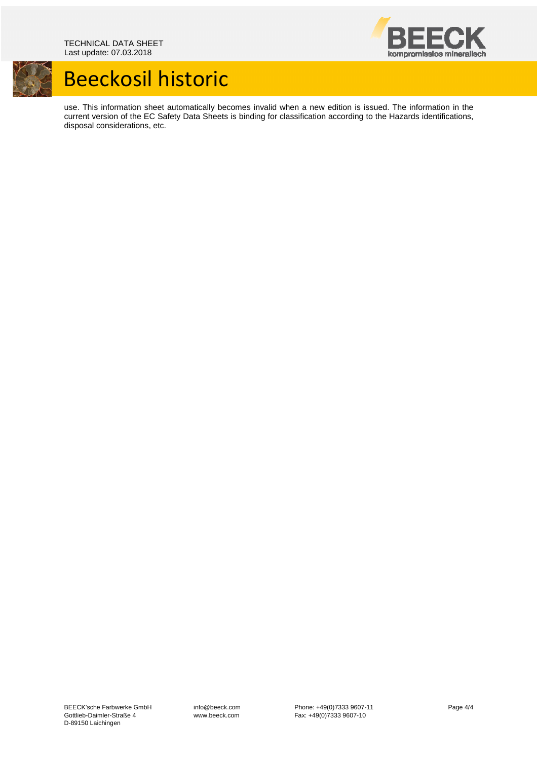use. This information sheet automatically becomes invalid when a new edition is issued. The information in the current version of the EC Safety Data Sheets is binding for classification according to the Hazards identifications, disposal considerations, etc.